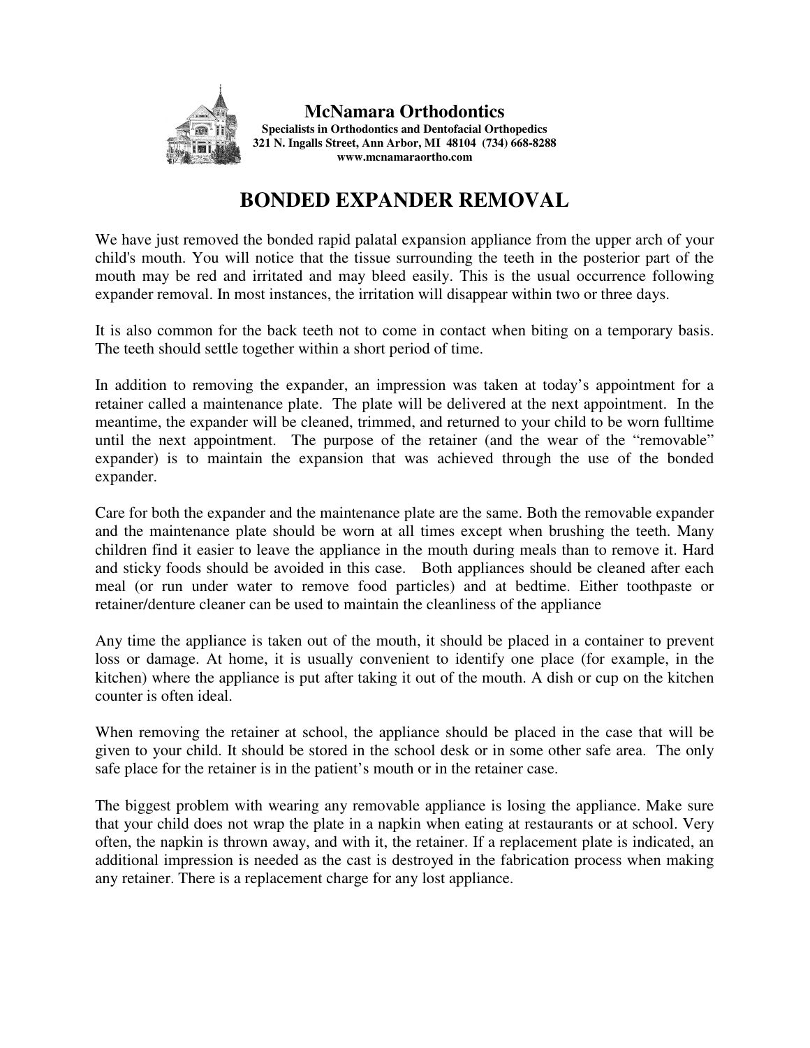**McNamara Orthodontics**
**Specialists in Orthodontics and Dentofacial Orthopedics**
**321 N. Ingalls Street, Ann Arbor, MI 48104 (734) 668-8288**
**www.mcnamaraortho.com**

# BONDED EXPANDER REMOVAL

We have just removed the bonded rapid palatal expansion appliance from the upper arch of your child's mouth. You will notice that the tissue surrounding the teeth in the posterior part of the mouth may be red and irritated and may bleed easily. This is the usual occurrence following expander removal. In most instances, the irritation will disappear within two or three days.

It is also common for the back teeth not to come in contact when biting on a temporary basis. The teeth should settle together within a short period of time.

In addition to removing the expander, an impression was taken at today's appointment for a retainer called a maintenance plate. The plate will be delivered at the next appointment. In the meantime, the expander will be cleaned, trimmed, and returned to your child to be worn fulltime until the next appointment. The purpose of the retainer (and the wear of the "removable" expander) is to maintain the expansion that was achieved through the use of the bonded expander.

Care for both the expander and the maintenance plate are the same. Both the removable expander and the maintenance plate should be worn at all times except when brushing the teeth. Many children find it easier to leave the appliance in the mouth during meals than to remove it. Hard and sticky foods should be avoided in this case. Both appliances should be cleaned after each meal (or run under water to remove food particles) and at bedtime. Either toothpaste or retainer/denture cleaner can be used to maintain the cleanliness of the appliance

Any time the appliance is taken out of the mouth, it should be placed in a container to prevent loss or damage. At home, it is usually convenient to identify one place (for example, in the kitchen) where the appliance is put after taking it out of the mouth. A dish or cup on the kitchen counter is often ideal.

When removing the retainer at school, the appliance should be placed in the case that will be given to your child. It should be stored in the school desk or in some other safe area. The only safe place for the retainer is in the patient's mouth or in the retainer case.

The biggest problem with wearing any removable appliance is losing the appliance. Make sure that your child does not wrap the plate in a napkin when eating at restaurants or at school. Very often, the napkin is thrown away, and with it, the retainer. If a replacement plate is indicated, an additional impression is needed as the cast is destroyed in the fabrication process when making any retainer. There is a replacement charge for any lost appliance.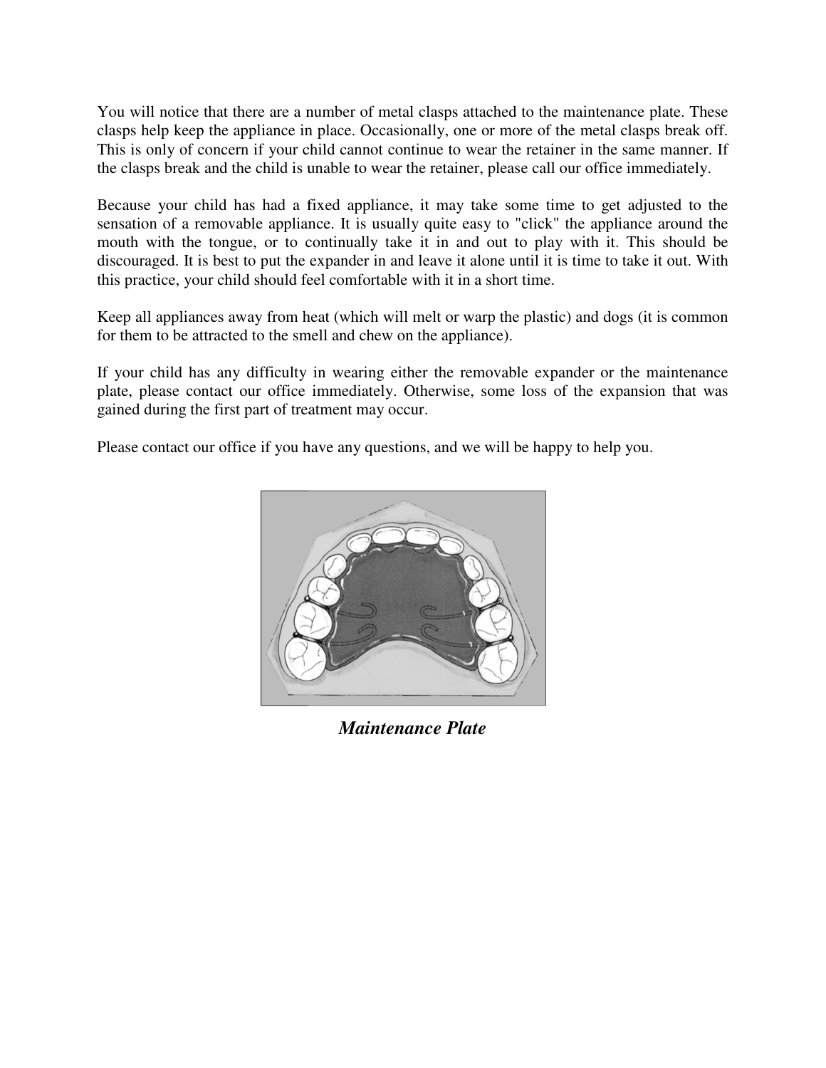You will notice that there are a number of metal clasps attached to the maintenance plate. These clasps help keep the appliance in place. Occasionally, one or more of the metal clasps break off. This is only of concern if your child cannot continue to wear the retainer in the same manner. If the clasps break and the child is unable to wear the retainer, please call our office immediately.

Because your child has had a fixed appliance, it may take some time to get adjusted to the sensation of a removable appliance. It is usually quite easy to "click" the appliance around the mouth with the tongue, or to continually take it in and out to play with it. This should be discouraged. It is best to put the expander in and leave it alone until it is time to take it out. With this practice, your child should feel comfortable with it in a short time.

Keep all appliances away from heat (which will melt or warp the plastic) and dogs (it is common for them to be attracted to the smell and chew on the appliance).

If your child has any difficulty in wearing either the removable expander or the maintenance plate, please contact our office immediately. Otherwise, some loss of the expansion that was gained during the first part of treatment may occur.

Please contact our office if you have any questions, and we will be happy to help you.

***Maintenance Plate***